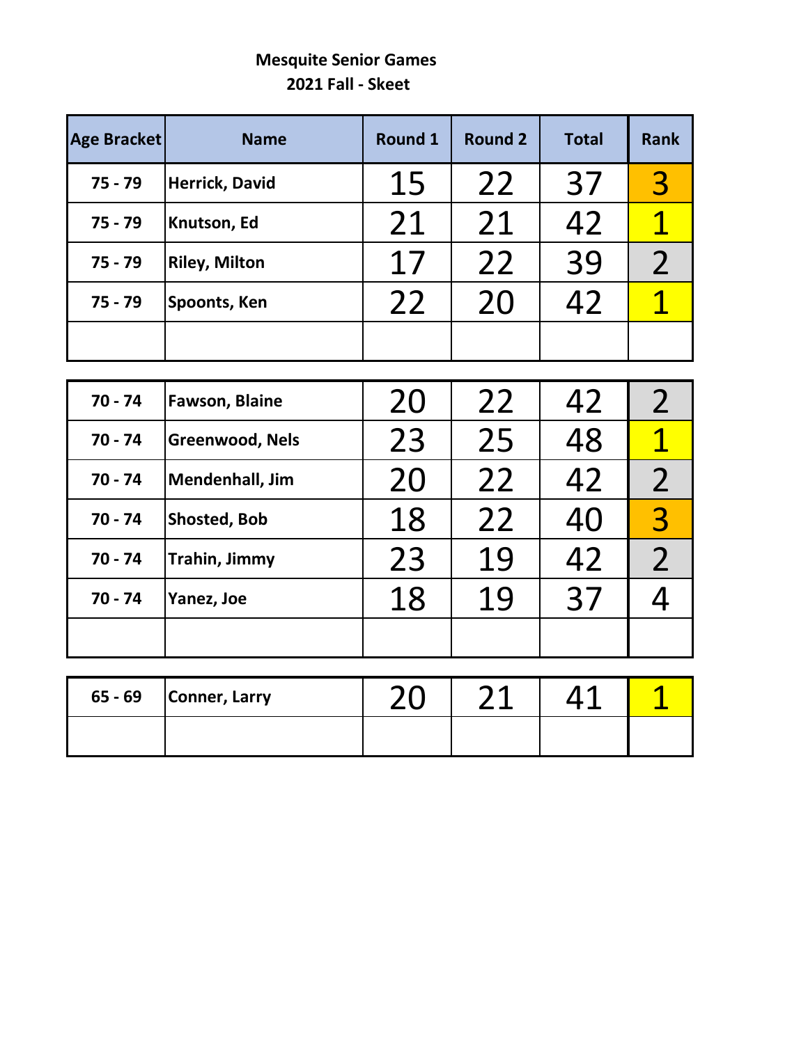**Mesquite Senior Games**

**2021 Fall - Skeet**

| Age Bracket | Name | Round 1 | Round 2 | Total | Rank |
|---|---|---|---|---|---|
| 75 - 79 | Herrick, David | 15 | 22 | 37 | 3 |
| 75 - 79 | Knutson, Ed | 21 | 21 | 42 | 1 |
| 75 - 79 | Riley, Milton | 17 | 22 | 39 | 2 |
| 75 - 79 | Spoonts, Ken | 22 | 20 | 42 | 1 |
| | | | | | |
| 70 - 74 | Fawson, Blaine | 20 | 22 | 42 | 2 |
| 70 - 74 | Greenwood, Nels | 23 | 25 | 48 | 1 |
| 70 - 74 | Mendenhall, Jim | 20 | 22 | 42 | 2 |
| 70 - 74 | Shosted, Bob | 18 | 22 | 40 | 3 |
| 70 - 74 | Trahin, Jimmy | 23 | 19 | 42 | 2 |
| 70 - 74 | Yanez, Joe | 18 | 19 | 37 | 4 |
| | | | | | |
| 65 - 69 | Conner, Larry | 20 | 21 | 41 | 1 |
| | | | | | |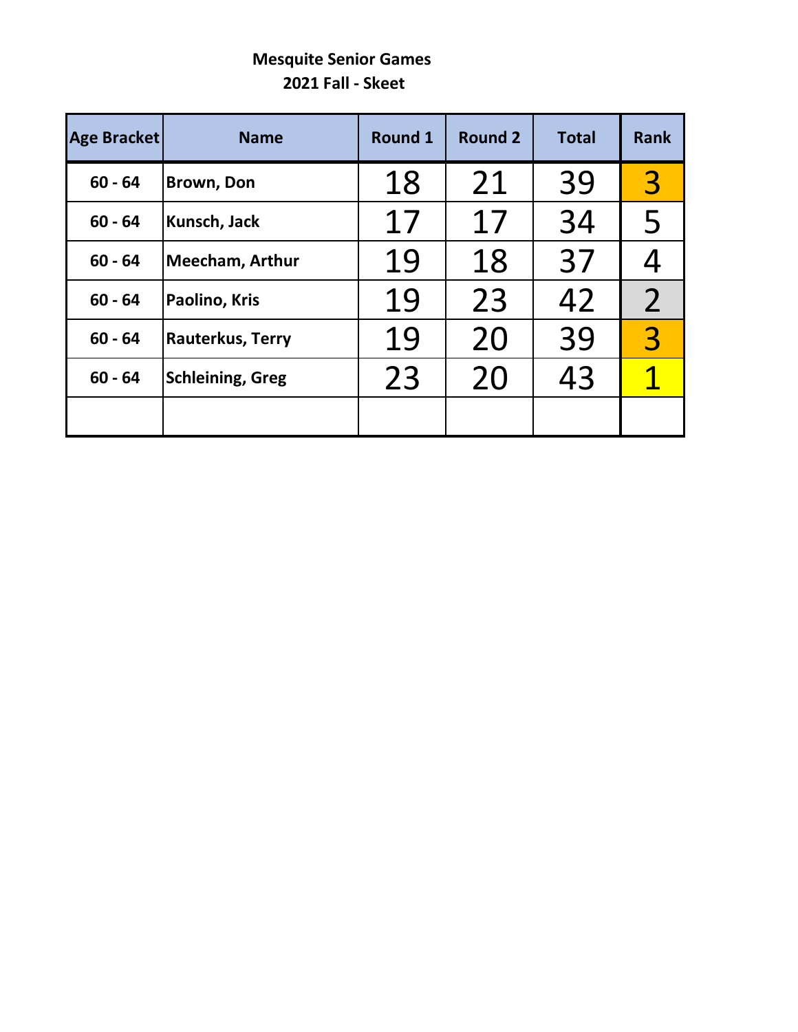**Mesquite Senior Games**

**2021 Fall - Skeet**

| Age Bracket | Name | Round 1 | Round 2 | Total | Rank |
|---|---|---|---|---|---|
| 60 - 64 | Brown, Don | 18 | 21 | 39 | 3 |
| 60 - 64 | Kunsch, Jack | 17 | 17 | 34 | 5 |
| 60 - 64 | Meecham, Arthur | 19 | 18 | 37 | 4 |
| 60 - 64 | Paolino, Kris | 19 | 23 | 42 | 2 |
| 60 - 64 | Rauterkus, Terry | 19 | 20 | 39 | 3 |
| 60 - 64 | Schleining, Greg | 23 | 20 | 43 | 1 |
| | | | | | |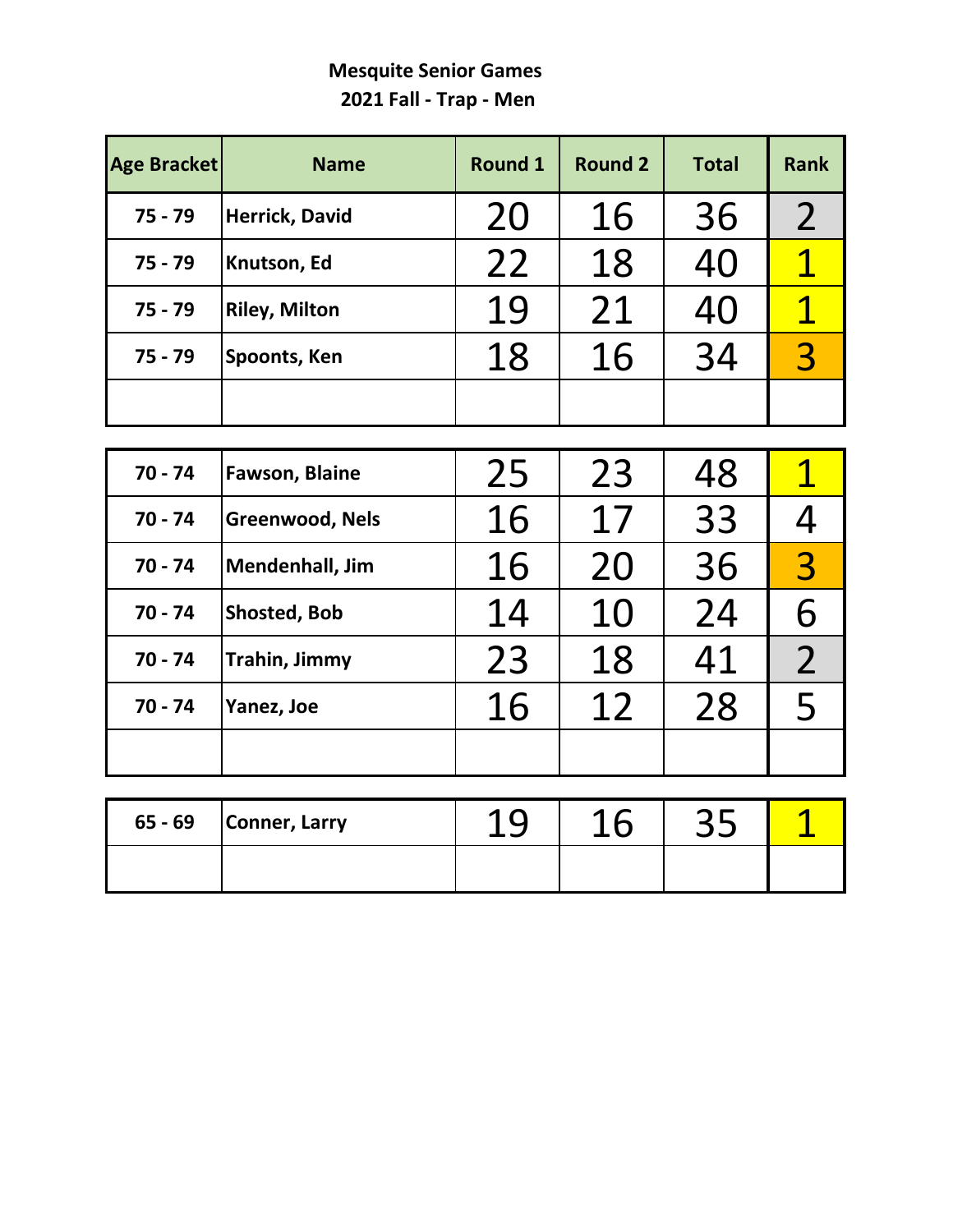**Mesquite Senior Games**
**2021 Fall - Trap - Men**

| Age Bracket | Name | Round 1 | Round 2 | Total | Rank |
|---|---|---|---|---|---|
| 75 - 79 | Herrick, David | 20 | 16 | 36 | 2 |
| 75 - 79 | Knutson, Ed | 22 | 18 | 40 | 1 |
| 75 - 79 | Riley, Milton | 19 | 21 | 40 | 1 |
| 75 - 79 | Spoonts, Ken | 18 | 16 | 34 | 3 |
| | | | | | |
| 70 - 74 | Fawson, Blaine | 25 | 23 | 48 | 1 |
| 70 - 74 | Greenwood, Nels | 16 | 17 | 33 | 4 |
| 70 - 74 | Mendenhall, Jim | 16 | 20 | 36 | 3 |
| 70 - 74 | Shosted, Bob | 14 | 10 | 24 | 6 |
| 70 - 74 | Trahin, Jimmy | 23 | 18 | 41 | 2 |
| 70 - 74 | Yanez, Joe | 16 | 12 | 28 | 5 |
| | | | | | |
| 65 - 69 | Conner, Larry | 19 | 16 | 35 | 1 |
| | | | | | |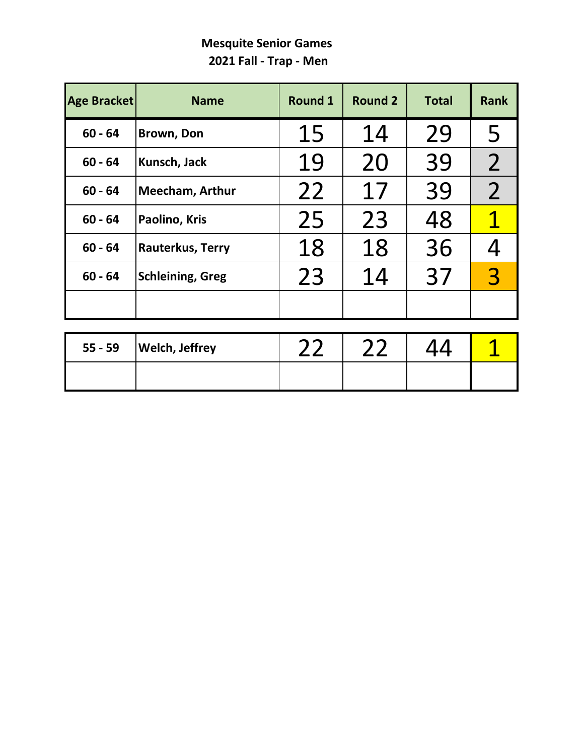**Mesquite Senior Games**

**2021 Fall - Trap - Men**

| Age Bracket | Name | Round 1 | Round 2 | Total | Rank |
|---|---|---|---|---|---|
| 60 - 64 | Brown, Don | 15 | 14 | 29 | 5 |
| 60 - 64 | Kunsch, Jack | 19 | 20 | 39 | 2 |
| 60 - 64 | Meecham, Arthur | 22 | 17 | 39 | 2 |
| 60 - 64 | Paolino, Kris | 25 | 23 | 48 | 1 |
| 60 - 64 | Rauterkus, Terry | 18 | 18 | 36 | 4 |
| 60 - 64 | Schleining, Greg | 23 | 14 | 37 | 3 |
| | | | | | |

| Age Bracket | Name | Round 1 | Round 2 | Total | Rank |
|---|---|---|---|---|---|
| 55 - 59 | Welch, Jeffrey | 22 | 22 | 44 | 1 |
| | | | | | |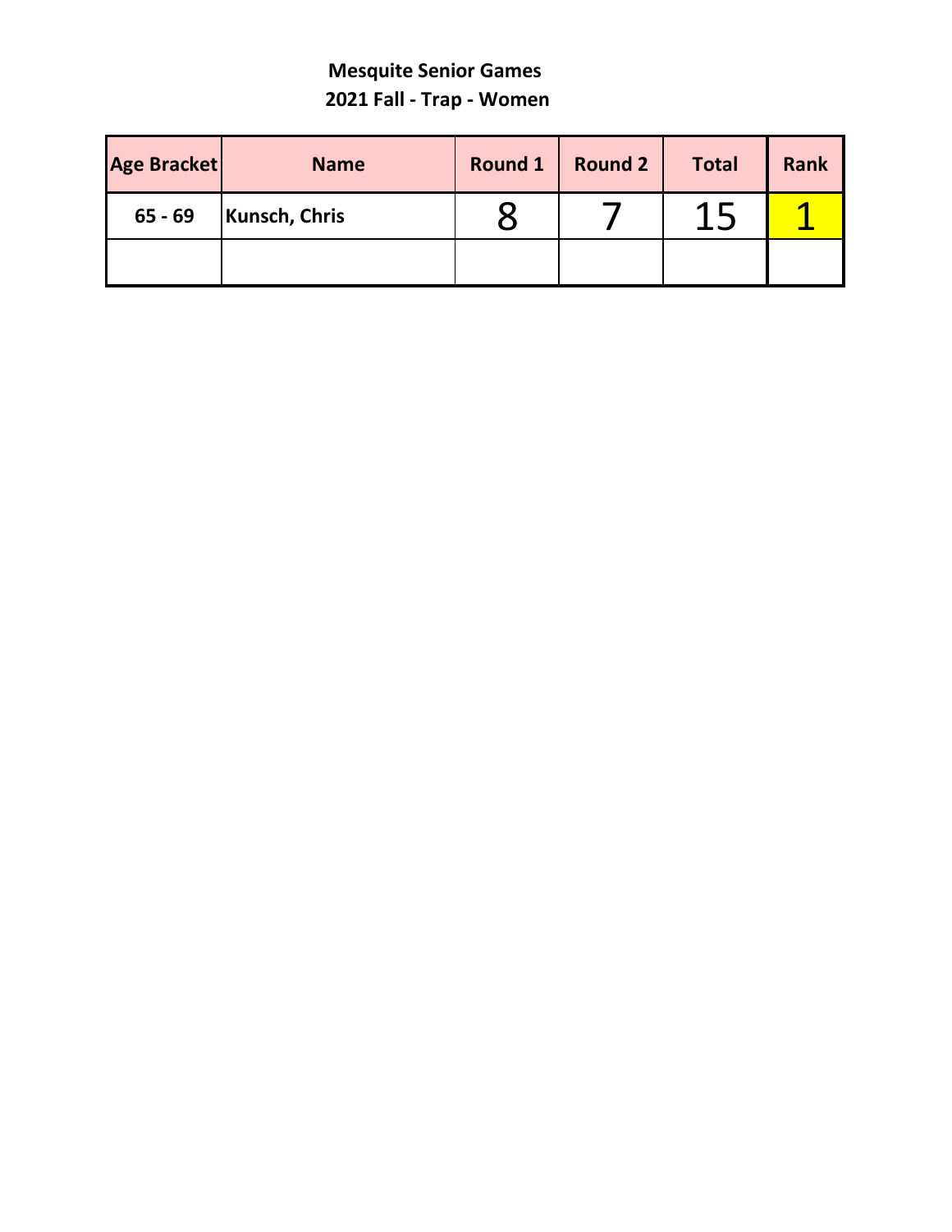# Mesquite Senior Games

## 2021 Fall - Trap - Women

| Age Bracket | Name | Round 1 | Round 2 | Total | Rank |
|---|---|---|---|---|---|
| 65 - 69 | Kunsch, Chris | 8 | 7 | 15 | 1 |
| | | | | | |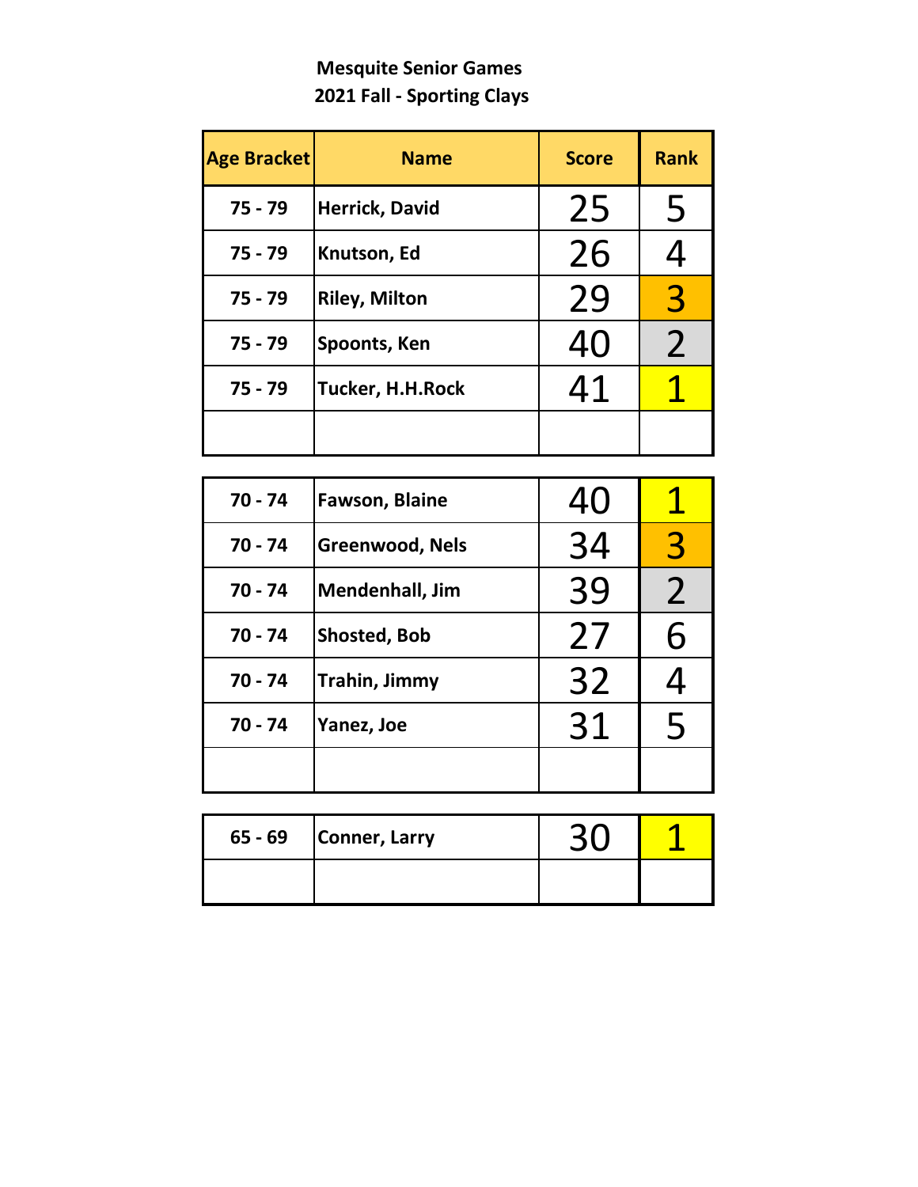**Mesquite Senior Games**

**2021 Fall - Sporting Clays**

| Age Bracket | Name | Score | Rank |
|---|---|---|---|
| 75 - 79 | Herrick, David | 25 | 5 |
| 75 - 79 | Knutson, Ed | 26 | 4 |
| 75 - 79 | Riley, Milton | 29 | 3 |
| 75 - 79 | Spoonts, Ken | 40 | 2 |
| 75 - 79 | Tucker, H.H.Rock | 41 | 1 |
| | | | |

| Age Bracket | Name | Score | Rank |
|---|---|---|---|
| 70 - 74 | Fawson, Blaine | 40 | 1 |
| 70 - 74 | Greenwood, Nels | 34 | 3 |
| 70 - 74 | Mendenhall, Jim | 39 | 2 |
| 70 - 74 | Shosted, Bob | 27 | 6 |
| 70 - 74 | Trahin, Jimmy | 32 | 4 |
| 70 - 74 | Yanez, Joe | 31 | 5 |
| | | | |

| Age Bracket | Name | Score | Rank |
|---|---|---|---|
| 65 - 69 | Conner, Larry | 30 | 1 |
| | | | |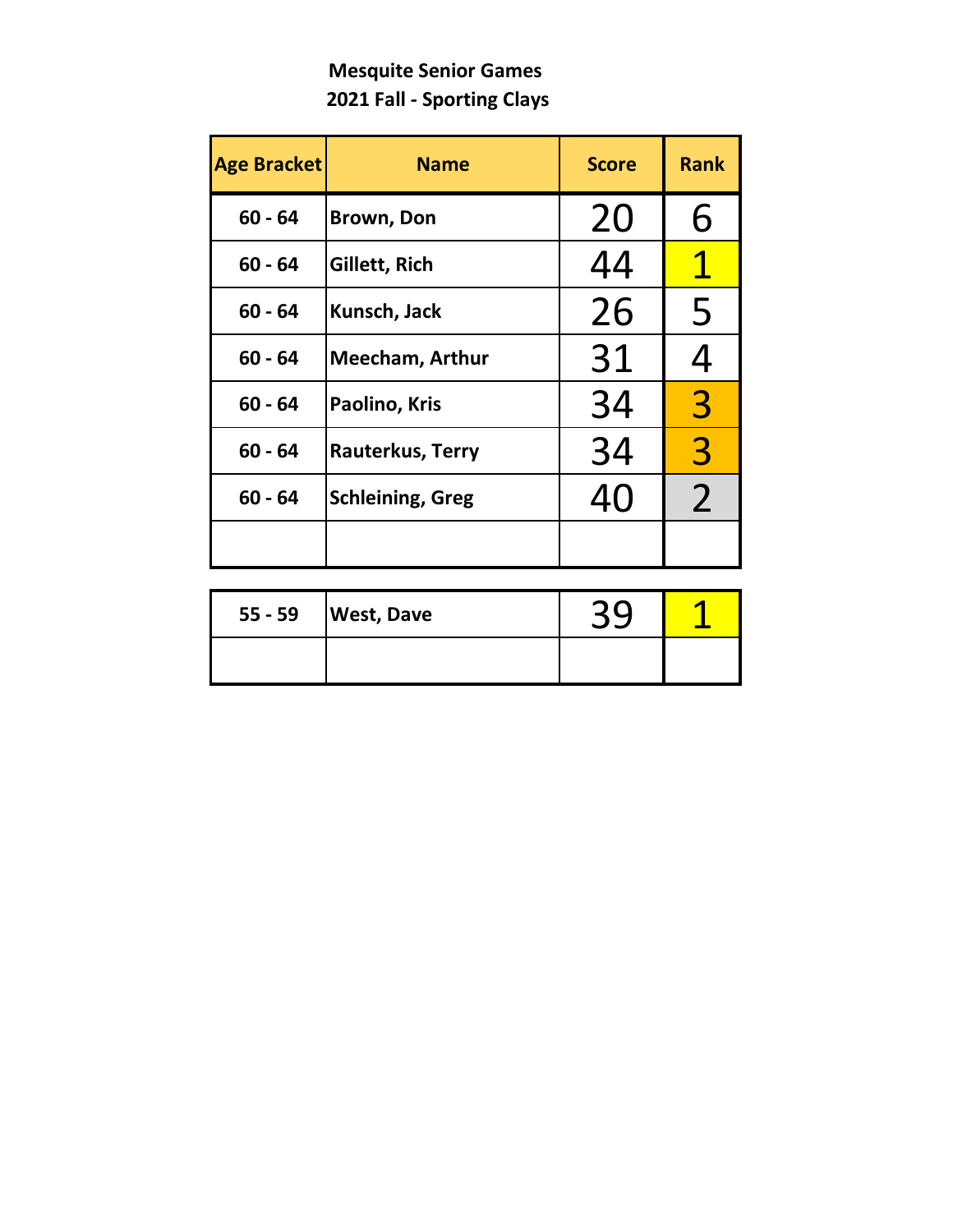**Mesquite Senior Games**
**2021 Fall - Sporting Clays**

| Age Bracket | Name | Score | Rank |
|---|---|---|---|
| 60 - 64 | Brown, Don | 20 | 6 |
| 60 - 64 | Gillett, Rich | 44 | 1 |
| 60 - 64 | Kunsch, Jack | 26 | 5 |
| 60 - 64 | Meecham, Arthur | 31 | 4 |
| 60 - 64 | Paolino, Kris | 34 | 3 |
| 60 - 64 | Rauterkus, Terry | 34 | 3 |
| 60 - 64 | Schleining, Greg | 40 | 2 |
| | | | |

| Age Bracket | Name | Score | Rank |
|---|---|---|---|
| 55 - 59 | West, Dave | 39 | 1 |
| | | | |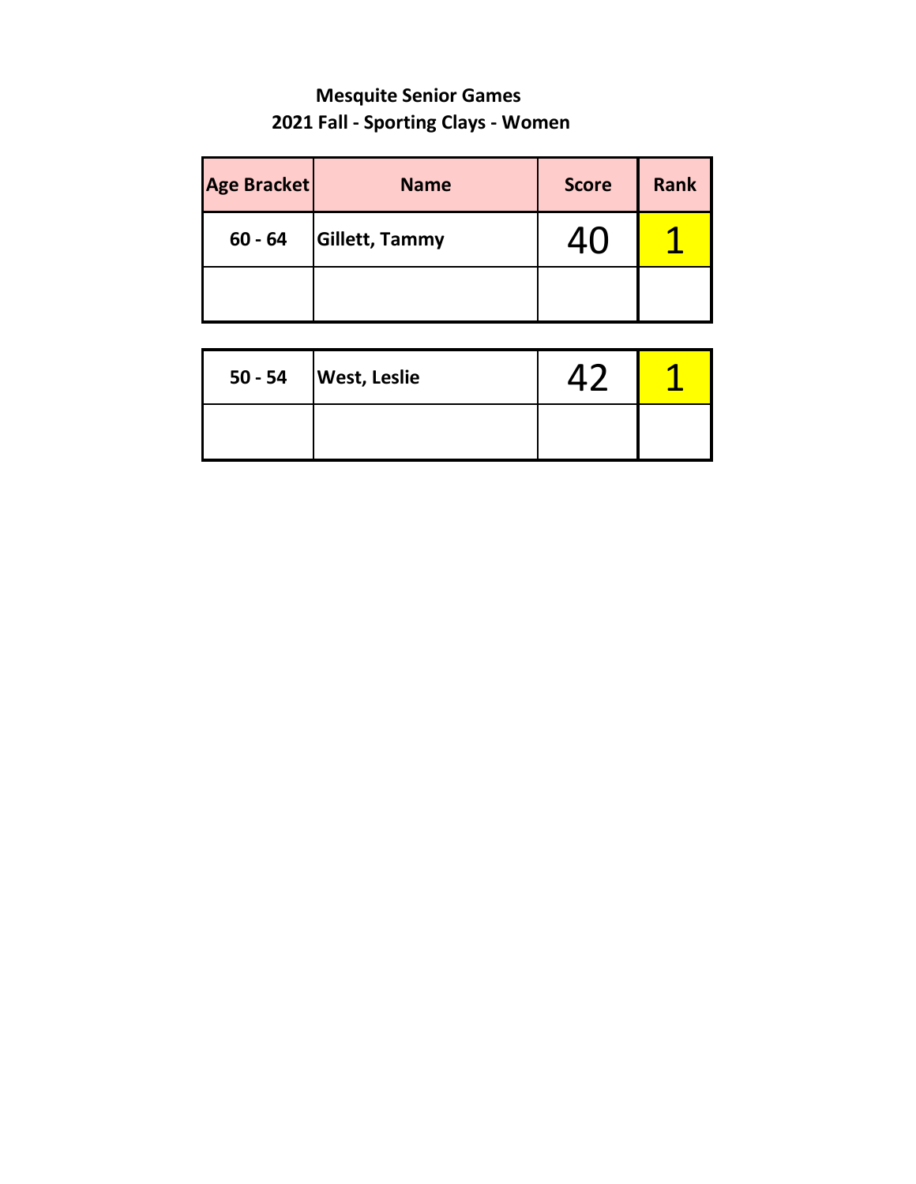**Mesquite Senior Games**

**2021 Fall - Sporting Clays - Women**

| Age Bracket | Name | Score | Rank |
|---|---|---|---|
| 60 - 64 | Gillett, Tammy | 40 | 1 |
| | | | |
| 50 - 54 | West, Leslie | 42 | 1 |
| | | | |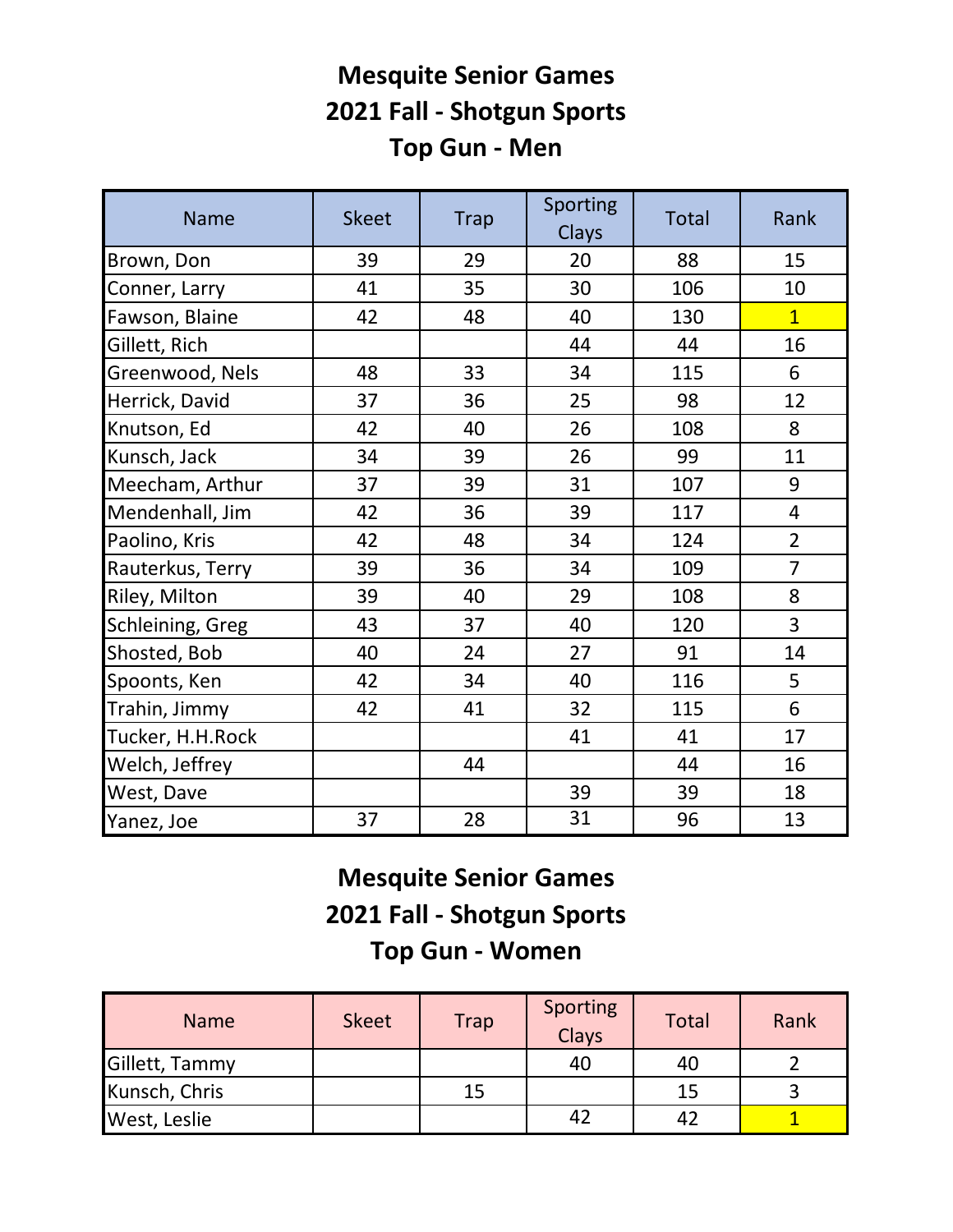# Mesquite Senior Games
## 2021 Fall - Shotgun Sports
## Top Gun - Men

| Name | Skeet | Trap | Sporting Clays | Total | Rank |
|---|---|---|---|---|---|
| Brown, Don | 39 | 29 | 20 | 88 | 15 |
| Conner, Larry | 41 | 35 | 30 | 106 | 10 |
| Fawson, Blaine | 42 | 48 | 40 | 130 | 1 |
| Gillett, Rich | | | 44 | 44 | 16 |
| Greenwood, Nels | 48 | 33 | 34 | 115 | 6 |
| Herrick, David | 37 | 36 | 25 | 98 | 12 |
| Knutson, Ed | 42 | 40 | 26 | 108 | 8 |
| Kunsch, Jack | 34 | 39 | 26 | 99 | 11 |
| Meecham, Arthur | 37 | 39 | 31 | 107 | 9 |
| Mendenhall, Jim | 42 | 36 | 39 | 117 | 4 |
| Paolino, Kris | 42 | 48 | 34 | 124 | 2 |
| Rauterkus, Terry | 39 | 36 | 34 | 109 | 7 |
| Riley, Milton | 39 | 40 | 29 | 108 | 8 |
| Schleining, Greg | 43 | 37 | 40 | 120 | 3 |
| Shosted, Bob | 40 | 24 | 27 | 91 | 14 |
| Spoonts, Ken | 42 | 34 | 40 | 116 | 5 |
| Trahin, Jimmy | 42 | 41 | 32 | 115 | 6 |
| Tucker, H.H.Rock | | | 41 | 41 | 17 |
| Welch, Jeffrey | | 44 | | 44 | 16 |
| West, Dave | | | 39 | 39 | 18 |
| Yanez, Joe | 37 | 28 | 31 | 96 | 13 |

# Mesquite Senior Games
## 2021 Fall - Shotgun Sports
## Top Gun - Women

| Name | Skeet | Trap | Sporting Clays | Total | Rank |
|---|---|---|---|---|---|
| Gillett, Tammy | | | 40 | 40 | 2 |
| Kunsch, Chris | | 15 | | 15 | 3 |
| West, Leslie | | | 42 | 42 | 1 |